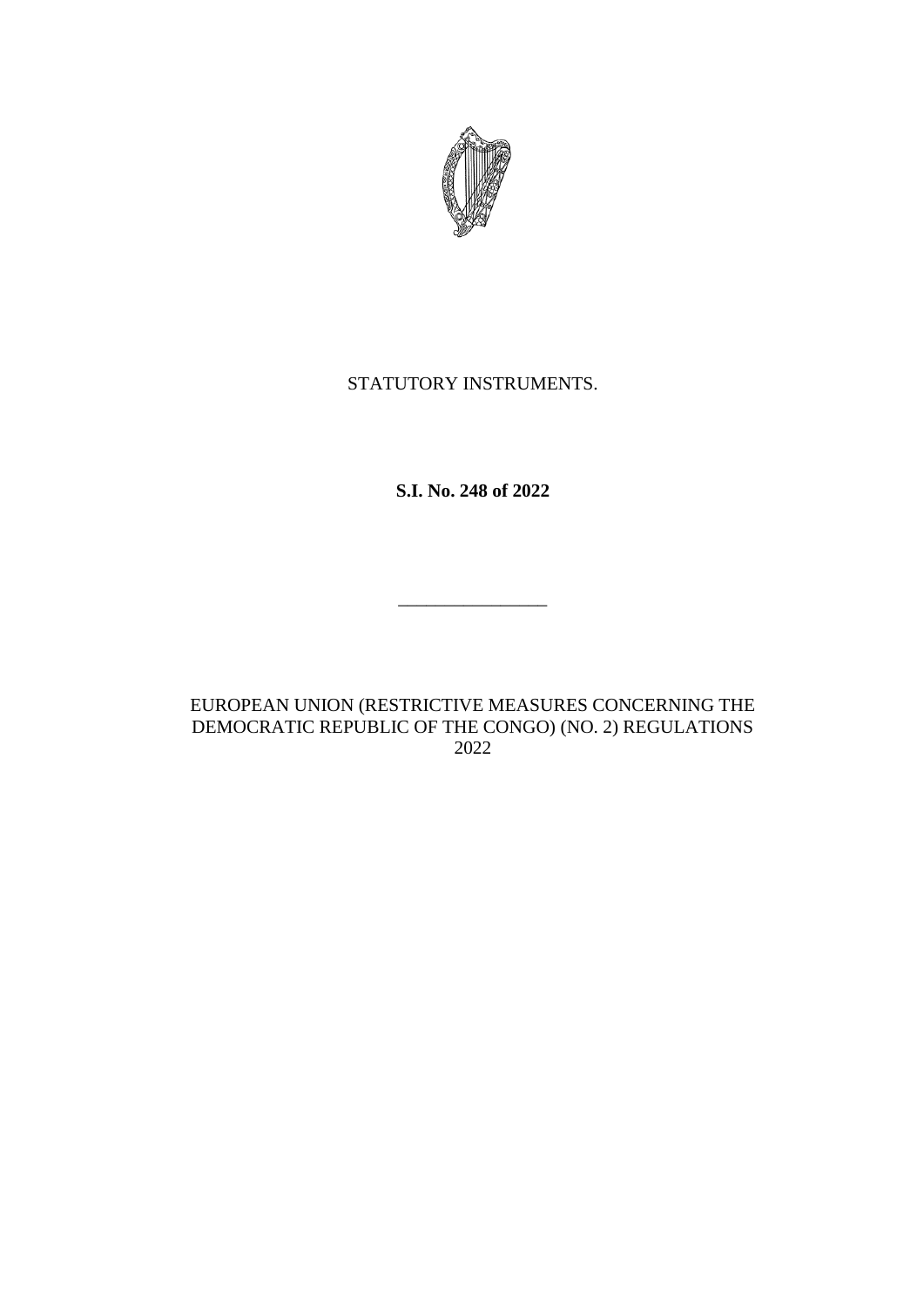STATUTORY INSTRUMENTS.

**S.I. No. 248 of 2022**

---

EUROPEAN UNION (RESTRICTIVE MEASURES CONCERNING THE DEMOCRATIC REPUBLIC OF THE CONGO) (NO. 2) REGULATIONS 2022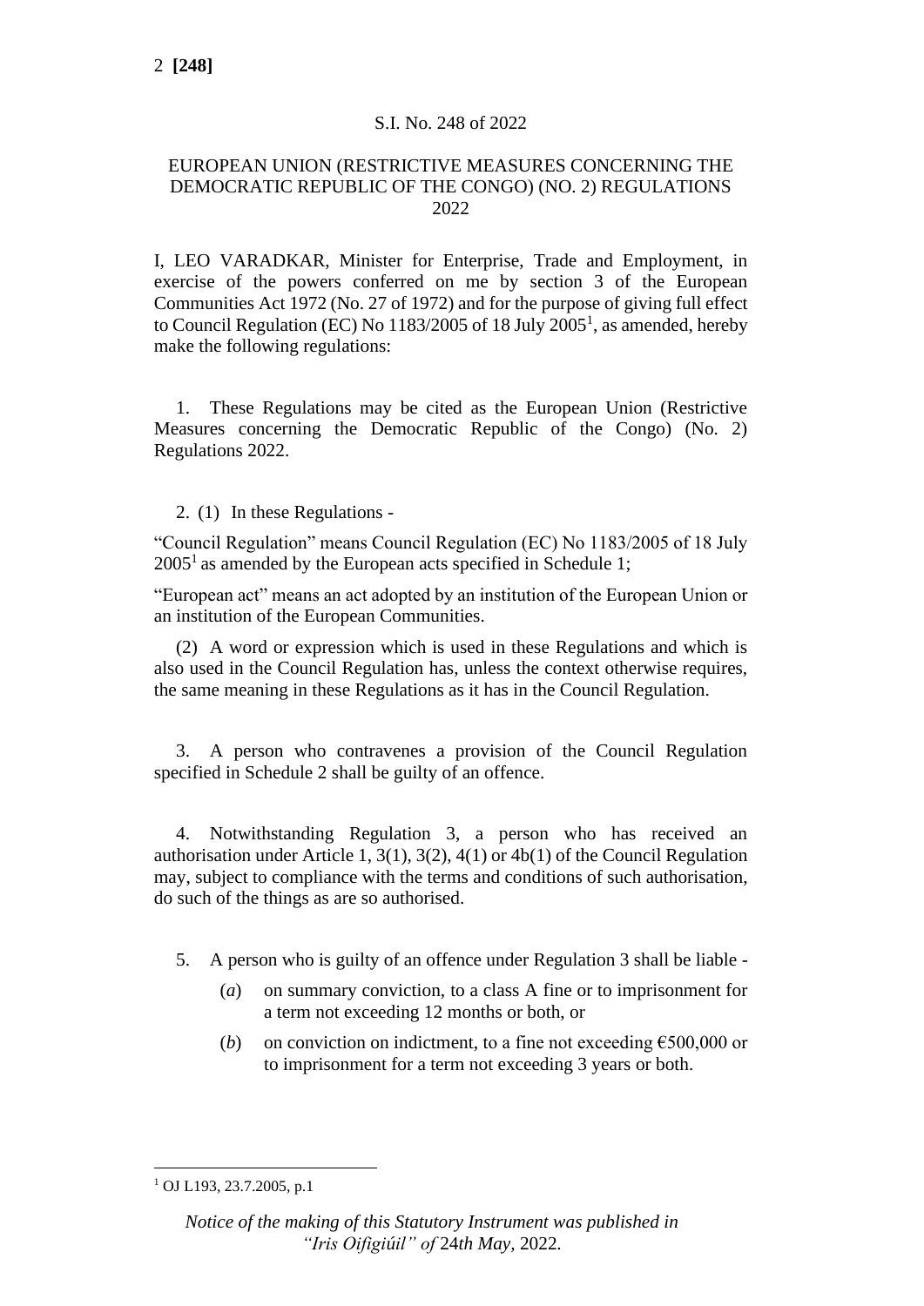S.I. No. 248 of 2022

EUROPEAN UNION (RESTRICTIVE MEASURES CONCERNING THE DEMOCRATIC REPUBLIC OF THE CONGO) (NO. 2) REGULATIONS 2022

I, LEO VARADKAR, Minister for Enterprise, Trade and Employment, in exercise of the powers conferred on me by section 3 of the European Communities Act 1972 (No. 27 of 1972) and for the purpose of giving full effect to Council Regulation (EC) No 1183/2005 of 18 July 2005[1], as amended, hereby make the following regulations:

1. These Regulations may be cited as the European Union (Restrictive Measures concerning the Democratic Republic of the Congo) (No. 2) Regulations 2022.

2. (1) In these Regulations -

"Council Regulation" means Council Regulation (EC) No 1183/2005 of 18 July 2005[1] as amended by the European acts specified in Schedule 1;

"European act" means an act adopted by an institution of the European Union or an institution of the European Communities.

(2) A word or expression which is used in these Regulations and which is also used in the Council Regulation has, unless the context otherwise requires, the same meaning in these Regulations as it has in the Council Regulation.

3. A person who contravenes a provision of the Council Regulation specified in Schedule 2 shall be guilty of an offence.

4. Notwithstanding Regulation 3, a person who has received an authorisation under Article 1, 3(1), 3(2), 4(1) or 4b(1) of the Council Regulation may, subject to compliance with the terms and conditions of such authorisation, do such of the things as are so authorised.

5. A person who is guilty of an offence under Regulation 3 shall be liable -

(*a*) on summary conviction, to a class A fine or to imprisonment for a term not exceeding 12 months or both, or

(*b*) on conviction on indictment, to a fine not exceeding €500,000 or to imprisonment for a term not exceeding 3 years or both.

[1] OJ L193, 23.7.2005, p.1

*Notice of the making of this Statutory Instrument was published in "Iris Oifigiúil" of 24th May, 2022.*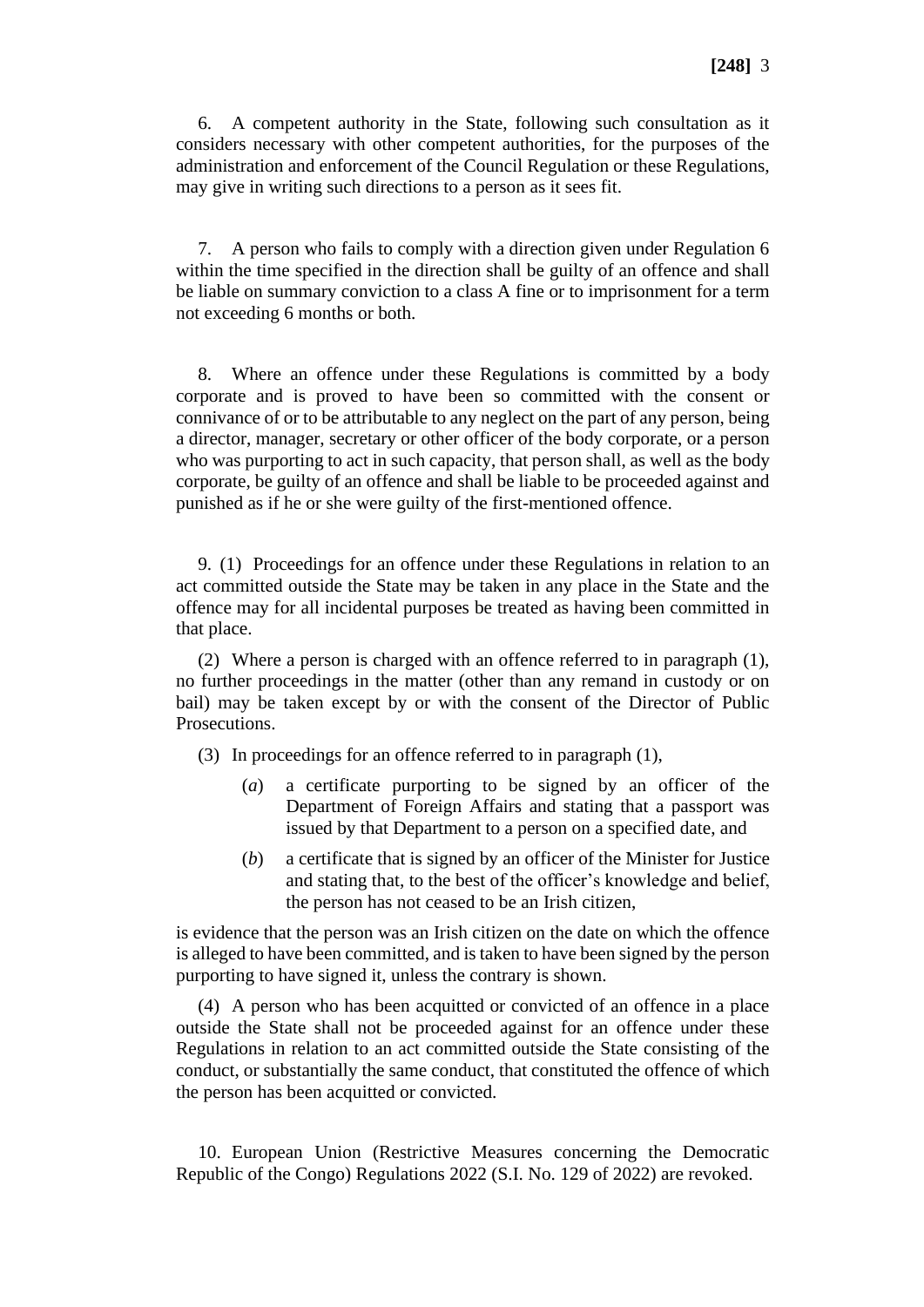6. A competent authority in the State, following such consultation as it considers necessary with other competent authorities, for the purposes of the administration and enforcement of the Council Regulation or these Regulations, may give in writing such directions to a person as it sees fit.

7. A person who fails to comply with a direction given under Regulation 6 within the time specified in the direction shall be guilty of an offence and shall be liable on summary conviction to a class A fine or to imprisonment for a term not exceeding 6 months or both.

8. Where an offence under these Regulations is committed by a body corporate and is proved to have been so committed with the consent or connivance of or to be attributable to any neglect on the part of any person, being a director, manager, secretary or other officer of the body corporate, or a person who was purporting to act in such capacity, that person shall, as well as the body corporate, be guilty of an offence and shall be liable to be proceeded against and punished as if he or she were guilty of the first-mentioned offence.

9. (1) Proceedings for an offence under these Regulations in relation to an act committed outside the State may be taken in any place in the State and the offence may for all incidental purposes be treated as having been committed in that place.

(2) Where a person is charged with an offence referred to in paragraph (1), no further proceedings in the matter (other than any remand in custody or on bail) may be taken except by or with the consent of the Director of Public Prosecutions.

(3) In proceedings for an offence referred to in paragraph (1),

(*a*) a certificate purporting to be signed by an officer of the Department of Foreign Affairs and stating that a passport was issued by that Department to a person on a specified date, and

(*b*) a certificate that is signed by an officer of the Minister for Justice and stating that, to the best of the officer's knowledge and belief, the person has not ceased to be an Irish citizen,

is evidence that the person was an Irish citizen on the date on which the offence is alleged to have been committed, and is taken to have been signed by the person purporting to have signed it, unless the contrary is shown.

(4) A person who has been acquitted or convicted of an offence in a place outside the State shall not be proceeded against for an offence under these Regulations in relation to an act committed outside the State consisting of the conduct, or substantially the same conduct, that constituted the offence of which the person has been acquitted or convicted.

10. European Union (Restrictive Measures concerning the Democratic Republic of the Congo) Regulations 2022 (S.I. No. 129 of 2022) are revoked.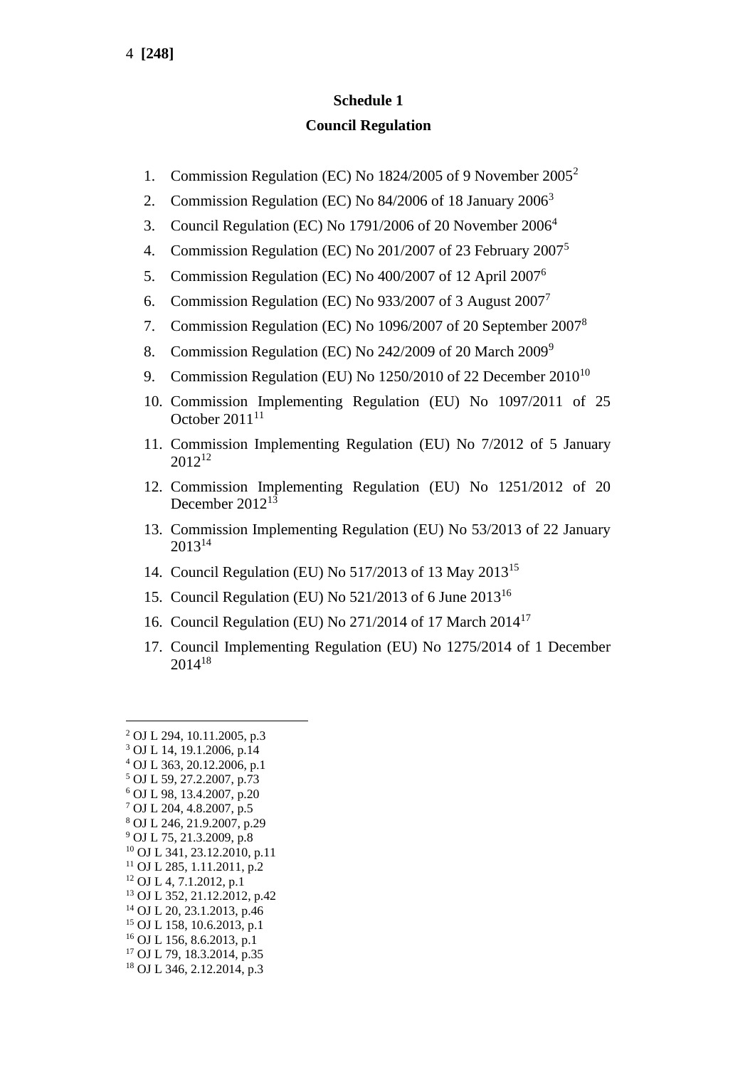## Schedule 1

## Council Regulation

1. Commission Regulation (EC) No 1824/2005 of 9 November 2005[2]
2. Commission Regulation (EC) No 84/2006 of 18 January 2006[3]
3. Council Regulation (EC) No 1791/2006 of 20 November 2006[4]
4. Commission Regulation (EC) No 201/2007 of 23 February 2007[5]
5. Commission Regulation (EC) No 400/2007 of 12 April 2007[6]
6. Commission Regulation (EC) No 933/2007 of 3 August 2007[7]
7. Commission Regulation (EC) No 1096/2007 of 20 September 2007[8]
8. Commission Regulation (EC) No 242/2009 of 20 March 2009[9]
9. Commission Regulation (EU) No 1250/2010 of 22 December 2010[10]
10. Commission Implementing Regulation (EU) No 1097/2011 of 25 October 2011[11]
11. Commission Implementing Regulation (EU) No 7/2012 of 5 January 2012[12]
12. Commission Implementing Regulation (EU) No 1251/2012 of 20 December 2012[13]
13. Commission Implementing Regulation (EU) No 53/2013 of 22 January 2013[14]
14. Council Regulation (EU) No 517/2013 of 13 May 2013[15]
15. Council Regulation (EU) No 521/2013 of 6 June 2013[16]
16. Council Regulation (EU) No 271/2014 of 17 March 2014[17]
17. Council Implementing Regulation (EU) No 1275/2014 of 1 December 2014[18]

---

[2] OJ L 294, 10.11.2005, p.3
[3] OJ L 14, 19.1.2006, p.14
[4] OJ L 363, 20.12.2006, p.1
[5] OJ L 59, 27.2.2007, p.73
[6] OJ L 98, 13.4.2007, p.20
[7] OJ L 204, 4.8.2007, p.5
[8] OJ L 246, 21.9.2007, p.29
[9] OJ L 75, 21.3.2009, p.8
[10] OJ L 341, 23.12.2010, p.11
[11] OJ L 285, 1.11.2011, p.2
[12] OJ L 4, 7.1.2012, p.1
[13] OJ L 352, 21.12.2012, p.42
[14] OJ L 20, 23.1.2013, p.46
[15] OJ L 158, 10.6.2013, p.1
[16] OJ L 156, 8.6.2013, p.1
[17] OJ L 79, 18.3.2014, p.35
[18] OJ L 346, 2.12.2014, p.3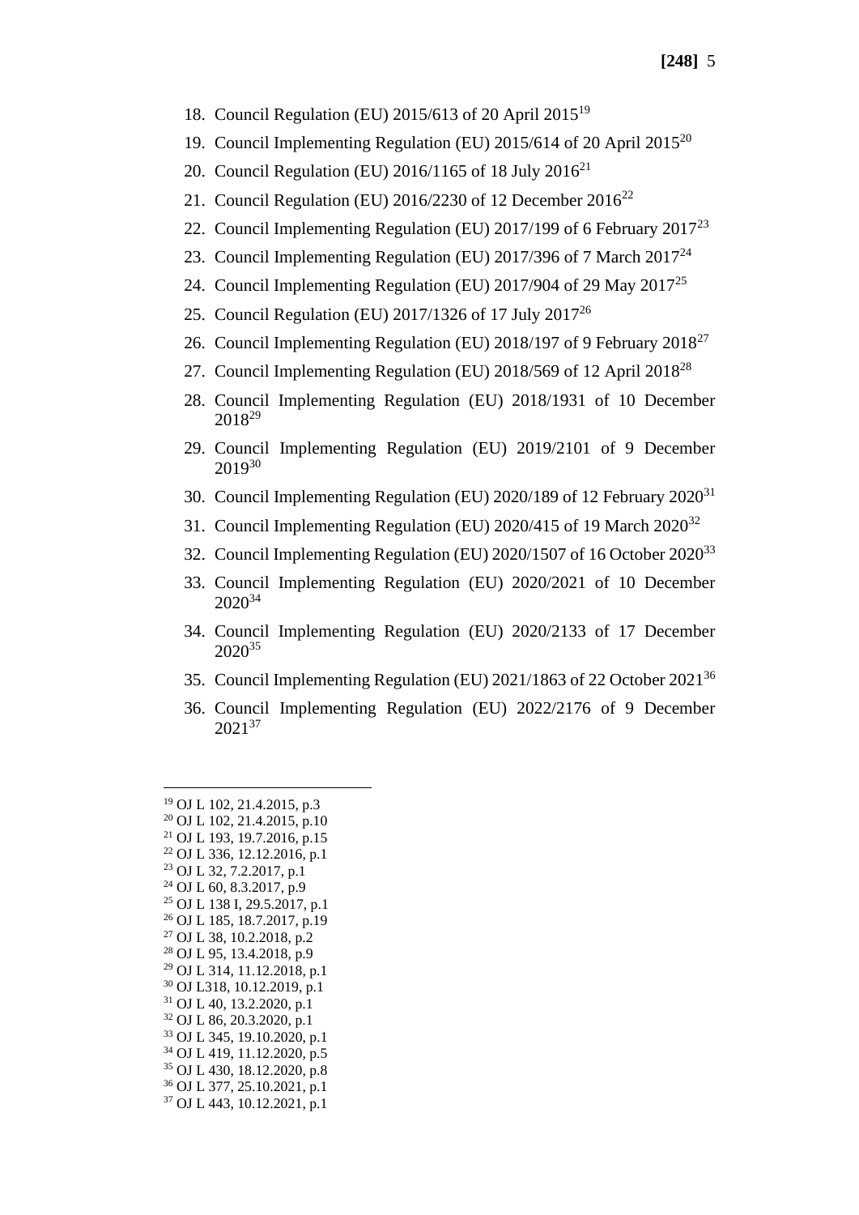18. Council Regulation (EU) 2015/613 of 20 April 2015[19]
19. Council Implementing Regulation (EU) 2015/614 of 20 April 2015[20]
20. Council Regulation (EU) 2016/1165 of 18 July 2016[21]
21. Council Regulation (EU) 2016/2230 of 12 December 2016[22]
22. Council Implementing Regulation (EU) 2017/199 of 6 February 2017[23]
23. Council Implementing Regulation (EU) 2017/396 of 7 March 2017[24]
24. Council Implementing Regulation (EU) 2017/904 of 29 May 2017[25]
25. Council Regulation (EU) 2017/1326 of 17 July 2017[26]
26. Council Implementing Regulation (EU) 2018/197 of 9 February 2018[27]
27. Council Implementing Regulation (EU) 2018/569 of 12 April 2018[28]
28. Council Implementing Regulation (EU) 2018/1931 of 10 December 2018[29]
29. Council Implementing Regulation (EU) 2019/2101 of 9 December 2019[30]
30. Council Implementing Regulation (EU) 2020/189 of 12 February 2020[31]
31. Council Implementing Regulation (EU) 2020/415 of 19 March 2020[32]
32. Council Implementing Regulation (EU) 2020/1507 of 16 October 2020[33]
33. Council Implementing Regulation (EU) 2020/2021 of 10 December 2020[34]
34. Council Implementing Regulation (EU) 2020/2133 of 17 December 2020[35]
35. Council Implementing Regulation (EU) 2021/1863 of 22 October 2021[36]
36. Council Implementing Regulation (EU) 2022/2176 of 9 December 2021[37]

---

[19] OJ L 102, 21.4.2015, p.3
[20] OJ L 102, 21.4.2015, p.10
[21] OJ L 193, 19.7.2016, p.15
[22] OJ L 336, 12.12.2016, p.1
[23] OJ L 32, 7.2.2017, p.1
[24] OJ L 60, 8.3.2017, p.9
[25] OJ L 138 I, 29.5.2017, p.1
[26] OJ L 185, 18.7.2017, p.19
[27] OJ L 38, 10.2.2018, p.2
[28] OJ L 95, 13.4.2018, p.9
[29] OJ L 314, 11.12.2018, p.1
[30] OJ L318, 10.12.2019, p.1
[31] OJ L 40, 13.2.2020, p.1
[32] OJ L 86, 20.3.2020, p.1
[33] OJ L 345, 19.10.2020, p.1
[34] OJ L 419, 11.12.2020, p.5
[35] OJ L 430, 18.12.2020, p.8
[36] OJ L 377, 25.10.2021, p.1
[37] OJ L 443, 10.12.2021, p.1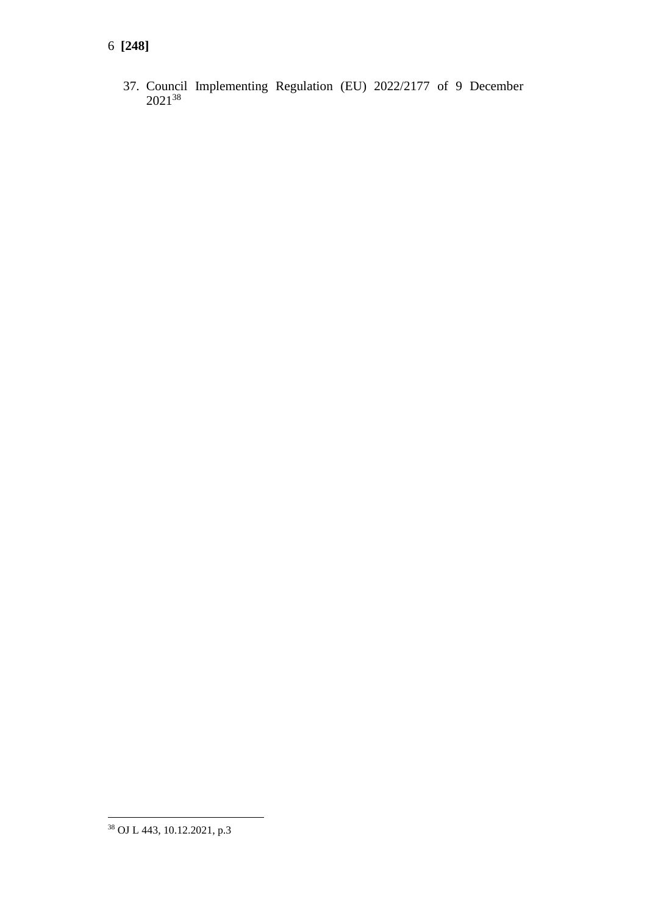37. Council Implementing Regulation (EU) 2022/2177 of 9 December 2021[38]

---

[38] OJ L 443, 10.12.2021, p.3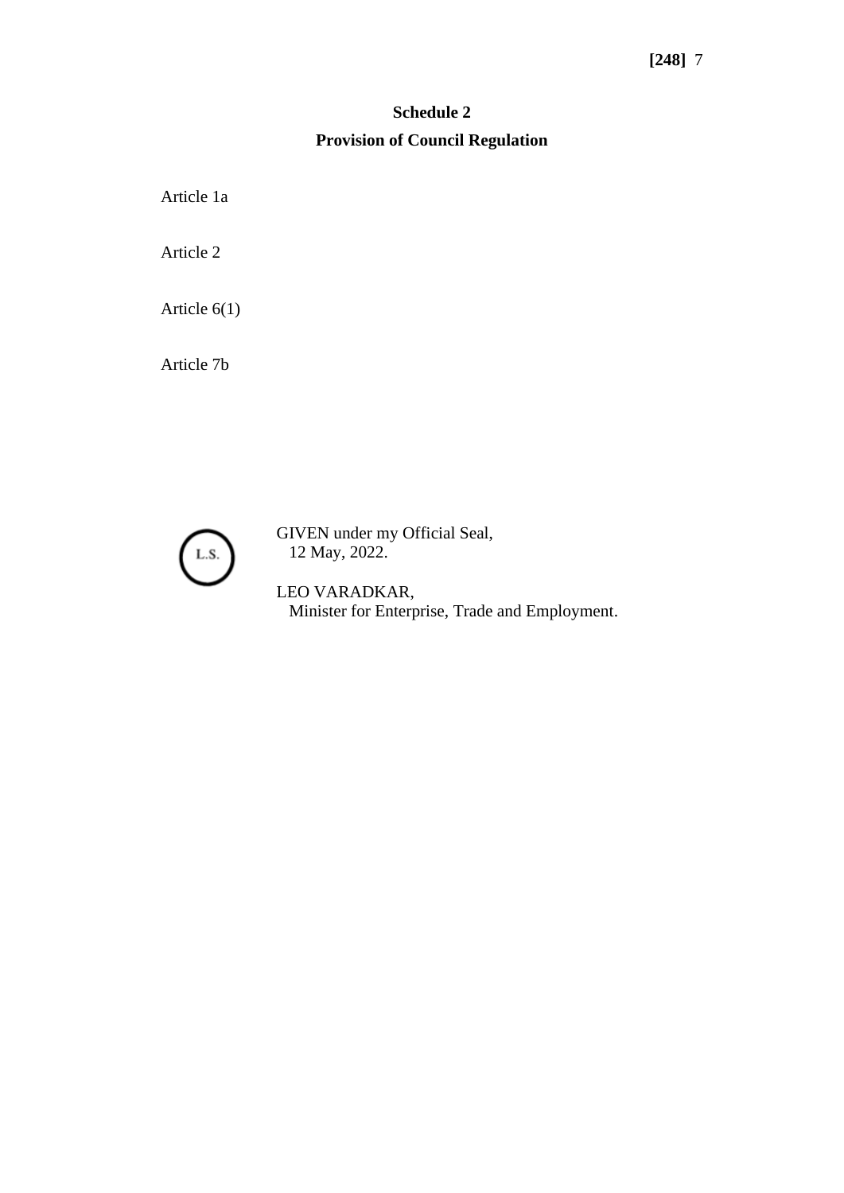## Schedule 2

### Provision of Council Regulation

Article 1a

Article 2

Article 6(1)

Article 7b

L.S.

GIVEN under my Official Seal,
12 May, 2022.

LEO VARADKAR,
Minister for Enterprise, Trade and Employment.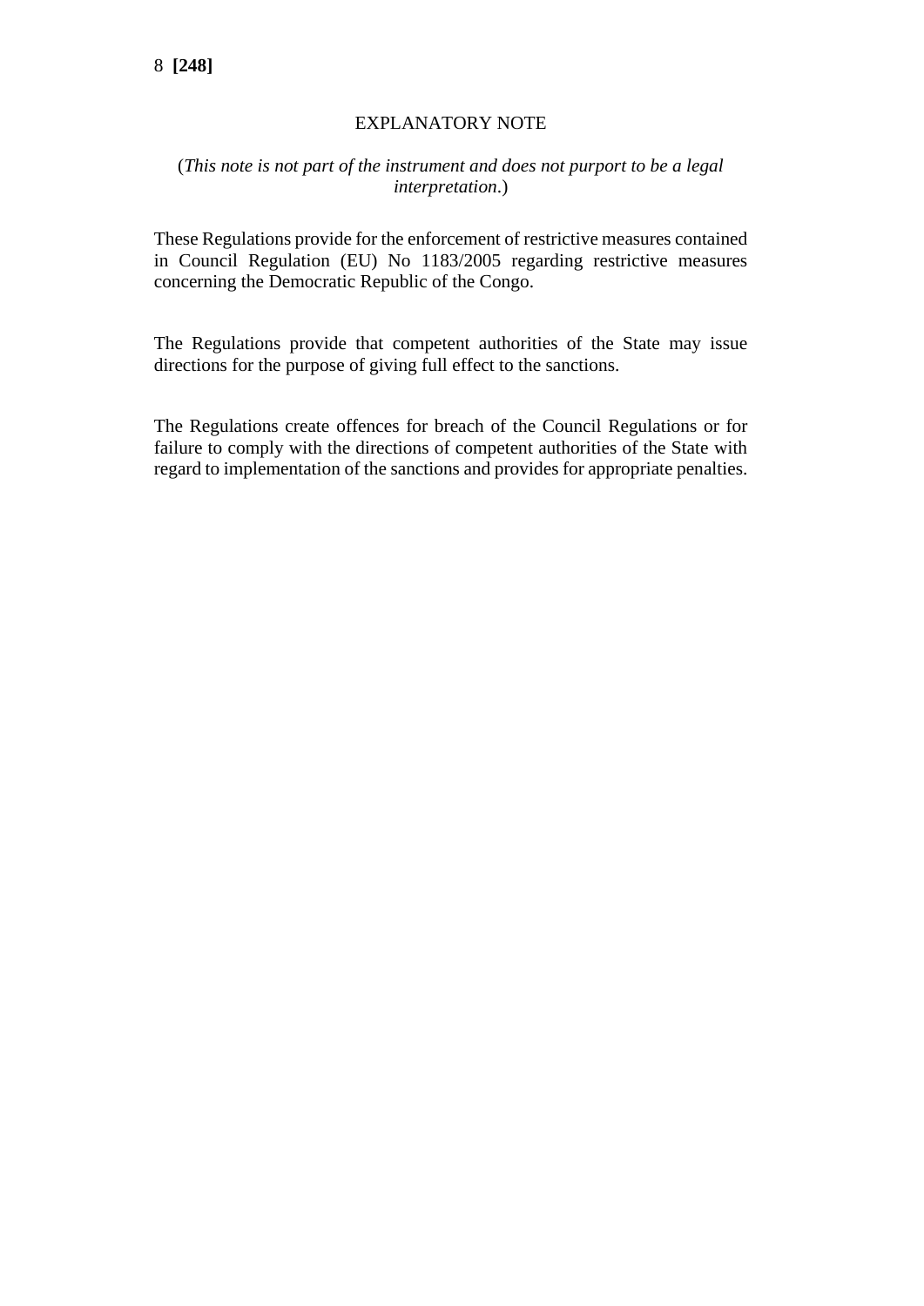## EXPLANATORY NOTE

(*This note is not part of the instrument and does not purport to be a legal interpretation*.)

These Regulations provide for the enforcement of restrictive measures contained in Council Regulation (EU) No 1183/2005 regarding restrictive measures concerning the Democratic Republic of the Congo.

The Regulations provide that competent authorities of the State may issue directions for the purpose of giving full effect to the sanctions.

The Regulations create offences for breach of the Council Regulations or for failure to comply with the directions of competent authorities of the State with regard to implementation of the sanctions and provides for appropriate penalties.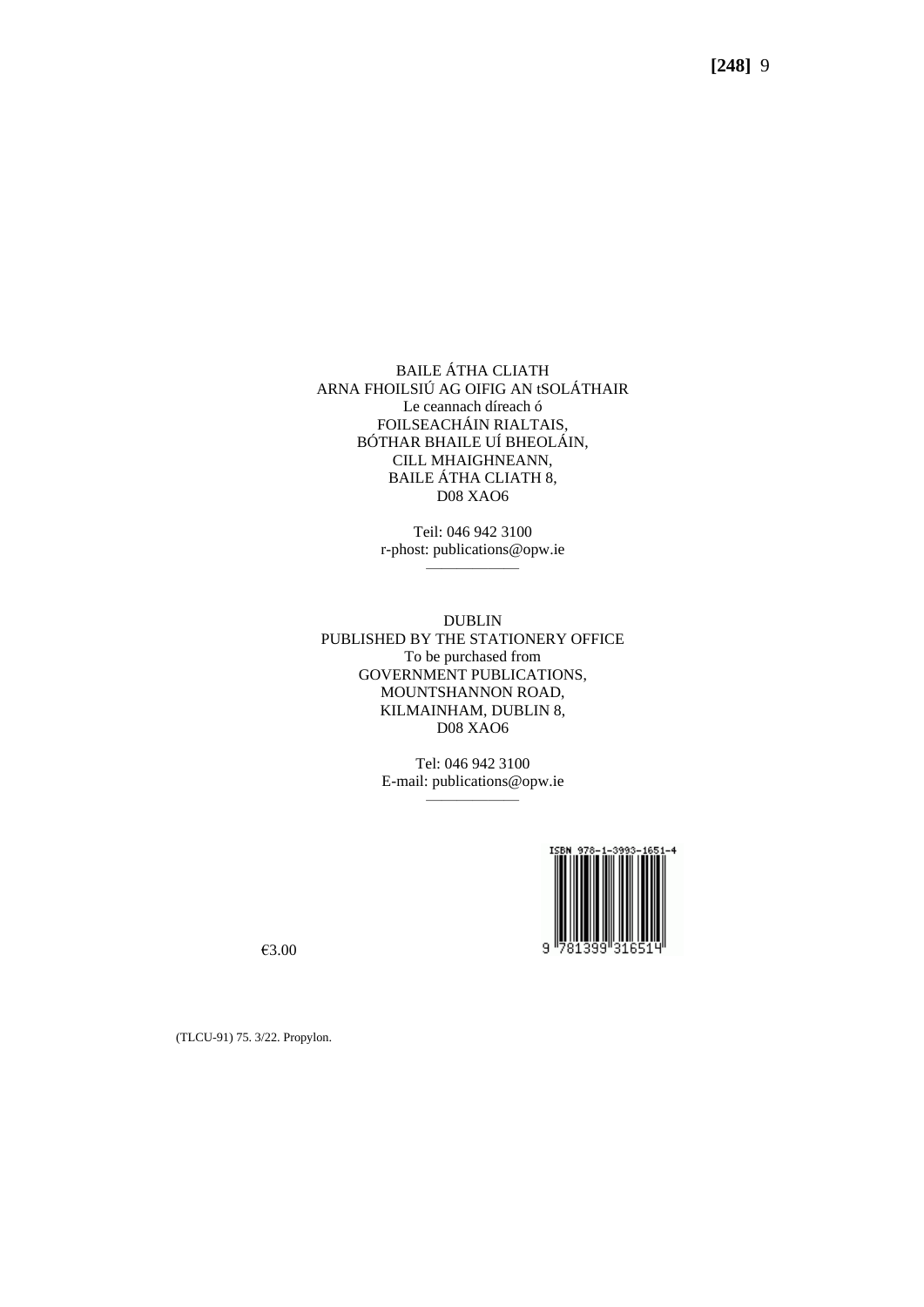BAILE ÁTHA CLIATH
ARNA FHOILSIÚ AG OIFIG AN tSOLÁTHAIR
Le ceannach díreach ó
FOILSEACHÁIN RIALTAIS,
BÓTHAR BHAILE UÍ BHEOLÁIN,
CILL MHAIGHNEANN,
BAILE ÁTHA CLIATH 8,
D08 XAO6

Teil: 046 942 3100
r-phost: publications@opw.ie

---

DUBLIN
PUBLISHED BY THE STATIONERY OFFICE
To be purchased from
GOVERNMENT PUBLICATIONS,
MOUNTSHANNON ROAD,
KILMAINHAM, DUBLIN 8,
D08 XAO6

Tel: 046 942 3100
E-mail: publications@opw.ie

---

ISBN 978-1-3993-1651-4

9 781399 316514

€3.00

(TLCU-91) 75. 3/22. Propylon.